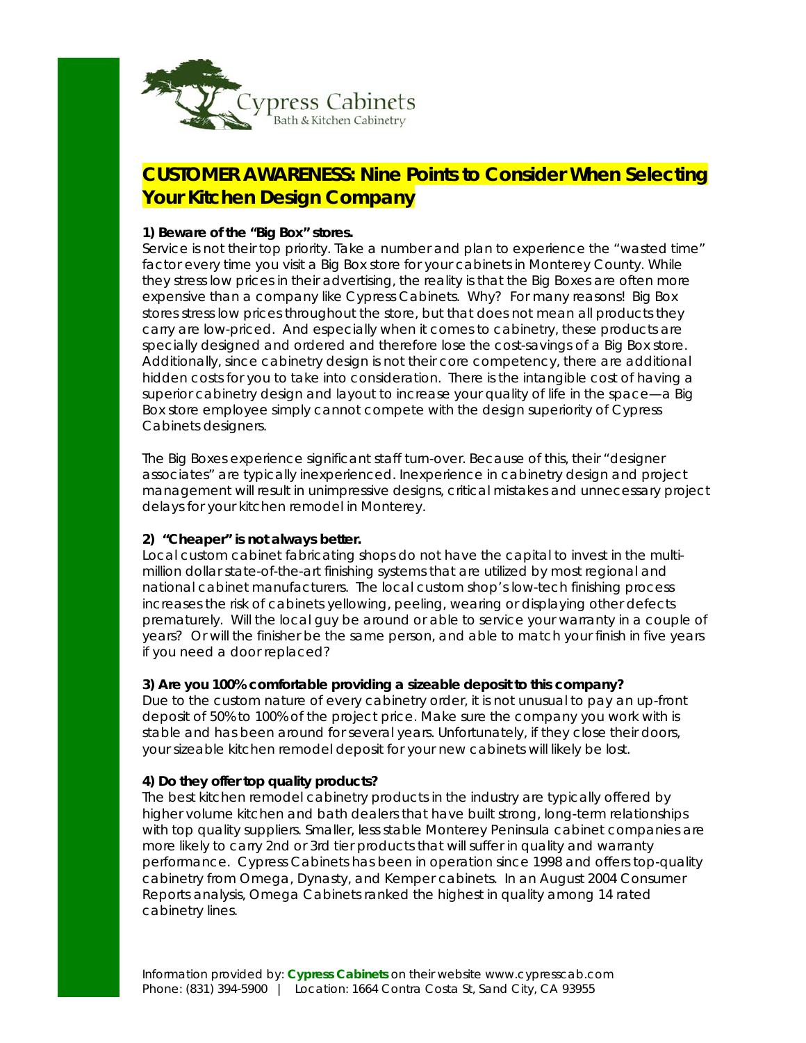Cypress Cabinets
Bath & Kitchen Cabinetry

# CUSTOMER AWARENESS: Nine Points to Consider When Selecting Your Kitchen Design Company

**1) Beware of the "Big Box" stores.**

*Service is not their top priority. Take a number and plan to experience the "wasted time" factor every time you visit a Big Box store for your cabinets in Monterey County. While they stress low prices in their advertising, the reality is that the Big Boxes are often more expensive than a company like Cypress Cabinets. Why? For many reasons! Big Box stores stress low prices throughout the store, but that does not mean all products they carry are low-priced. And especially when it comes to cabinetry, these products are specially designed and ordered and therefore lose the cost-savings of a Big Box store. Additionally, since cabinetry design is not their core competency, there are additional hidden costs for you to take into consideration. There is the intangible cost of having a superior cabinetry design and layout to increase your quality of life in the space—a Big Box store employee simply cannot compete with the design superiority of Cypress Cabinets designers.*

*The Big Boxes experience significant staff turn-over. Because of this, their "designer associates" are typically inexperienced. Inexperience in cabinetry design and project management will result in unimpressive designs, critical mistakes and unnecessary project delays for your kitchen remodel in Monterey.*

**2) "Cheaper" is not always better.**

*Local custom cabinet fabricating shops do not have the capital to invest in the multi-million dollar state-of-the-art finishing systems that are utilized by most regional and national cabinet manufacturers. The local custom shop's low-tech finishing process increases the risk of cabinets yellowing, peeling, wearing or displaying other defects prematurely. Will the local guy be around or able to service your warranty in a couple of years? Or will the finisher be the same person, and able to match your finish in five years if you need a door replaced?*

**3) Are you 100% comfortable providing a sizeable deposit to this company?**

*Due to the custom nature of every cabinetry order, it is not unusual to pay an up-front deposit of 50% to 100% of the project price. Make sure the company you work with is stable and has been around for several years. Unfortunately, if they close their doors, your sizeable kitchen remodel deposit for your new cabinets will likely be lost.*

**4) Do they offer top quality products?**

*The best kitchen remodel cabinetry products in the industry are typically offered by higher volume kitchen and bath dealers that have built strong, long-term relationships with top quality suppliers. Smaller, less stable Monterey Peninsula cabinet companies are more likely to carry 2nd or 3rd tier products that will suffer in quality and warranty performance. Cypress Cabinets has been in operation since 1998 and offers top-quality cabinetry from Omega, Dynasty, and Kemper cabinets. In an August 2004 Consumer Reports analysis, Omega Cabinets ranked the highest in quality among 14 rated cabinetry lines.*

*Information provided by:* ***Cypress Cabinets*** *on their website www.cypresscab.com*
*Phone: (831) 394-5900 | Location: 1664 Contra Costa St, Sand City, CA 93955*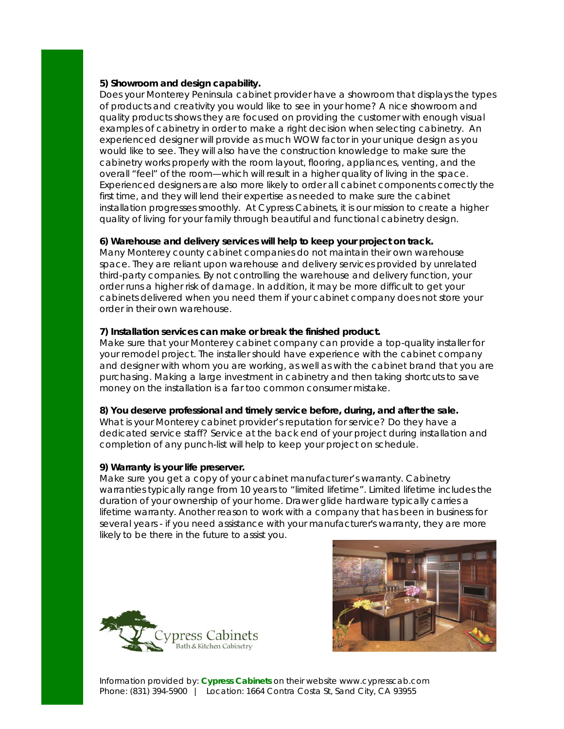**5) Showroom and design capability.**

Does your Monterey Peninsula cabinet provider have a showroom that displays the types of products and creativity you would like to see in your home? A nice showroom and quality products shows they are focused on providing the customer with enough visual examples of cabinetry in order to make a right decision when selecting cabinetry. An experienced designer will provide as much WOW factor in your unique design as you would like to see. They will also have the construction knowledge to make sure the cabinetry works properly with the room layout, flooring, appliances, venting, and the overall "feel" of the room—which will result in a higher quality of living in the space. Experienced designers are also more likely to order all cabinet components correctly the first time, and they will lend their expertise as needed to make sure the cabinet installation progresses smoothly. At Cypress Cabinets, it is our mission to create a higher quality of living for your family through beautiful and functional cabinetry design.

**6) Warehouse and delivery services will help to keep your project on track.**

Many Monterey county cabinet companies do not maintain their own warehouse space. They are reliant upon warehouse and delivery services provided by unrelated third-party companies. By not controlling the warehouse and delivery function, your order runs a higher risk of damage. In addition, it may be more difficult to get your cabinets delivered when you need them if your cabinet company does not store your order in their own warehouse.

**7) Installation services can make or break the finished product.**

Make sure that your Monterey cabinet company can provide a top-quality installer for your remodel project. The installer should have experience with the cabinet company and designer with whom you are working, as well as with the cabinet brand that you are purchasing. Making a large investment in cabinetry and then taking shortcuts to save money on the installation is a far too common consumer mistake.

**8) You deserve professional and timely service before, during, and after the sale.**

What is your Monterey cabinet provider's reputation for service? Do they have a dedicated service staff? Service at the back end of your project during installation and completion of any punch-list will help to keep your project on schedule.

**9) Warranty is your life preserver.**

Make sure you get a copy of your cabinet manufacturer's warranty. Cabinetry warranties typically range from 10 years to "limited lifetime". Limited lifetime includes the duration of your ownership of your home. Drawer glide hardware typically carries a lifetime warranty. Another reason to work with a company that has been in business for several years - if you need assistance with your manufacturer's warranty, they are more likely to be there in the future to assist you.

Cypress Cabinets
Bath & Kitchen Cabinetry

Information provided by: **Cypress Cabinets** on their website www.cypresscab.com
Phone: (831) 394-5900 | Location: 1664 Contra Costa St, Sand City, CA 93955